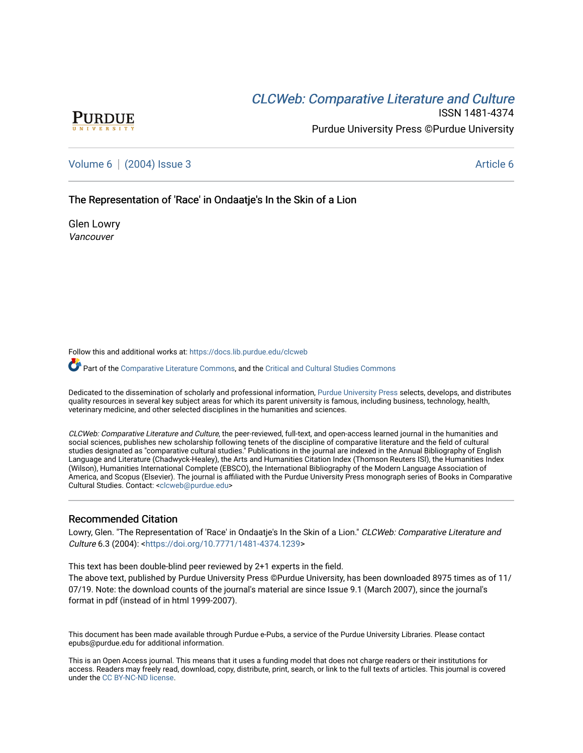CLCWeb: Comparative Literature and Culture

ISSN 1481-4374

Purdue University Press ©Purdue University

Volume 6 | (2004) Issue 3 Article 6

# The Representation of 'Race' in Ondaatje's In the Skin of a Lion

Glen Lowry

*Vancouver*

Follow this and additional works at: https://docs.lib.purdue.edu/clcweb

Part of the Comparative Literature Commons, and the Critical and Cultural Studies Commons

Dedicated to the dissemination of scholarly and professional information, Purdue University Press selects, develops, and distributes quality resources in several key subject areas for which its parent university is famous, including business, technology, health, veterinary medicine, and other selected disciplines in the humanities and sciences.

*CLCWeb: Comparative Literature and Culture*, the peer-reviewed, full-text, and open-access learned journal in the humanities and social sciences, publishes new scholarship following tenets of the discipline of comparative literature and the field of cultural studies designated as "comparative cultural studies." Publications in the journal are indexed in the Annual Bibliography of English Language and Literature (Chadwyck-Healey), the Arts and Humanities Citation Index (Thomson Reuters ISI), the Humanities Index (Wilson), Humanities International Complete (EBSCO), the International Bibliography of the Modern Language Association of America, and Scopus (Elsevier). The journal is affiliated with the Purdue University Press monograph series of Books in Comparative Cultural Studies. Contact: <clcweb@purdue.edu>

## Recommended Citation

Lowry, Glen. "The Representation of 'Race' in Ondaatje's In the Skin of a Lion." *CLCWeb: Comparative Literature and Culture* 6.3 (2004): <https://doi.org/10.7771/1481-4374.1239>

This text has been double-blind peer reviewed by 2+1 experts in the field.
The above text, published by Purdue University Press ©Purdue University, has been downloaded 8975 times as of 11/07/19. Note: the download counts of the journal's material are since Issue 9.1 (March 2007), since the journal's format in pdf (instead of in html 1999-2007).

This document has been made available through Purdue e-Pubs, a service of the Purdue University Libraries. Please contact epubs@purdue.edu for additional information.

This is an Open Access journal. This means that it uses a funding model that does not charge readers or their institutions for access. Readers may freely read, download, copy, distribute, print, search, or link to the full texts of articles. This journal is covered under the CC BY-NC-ND license.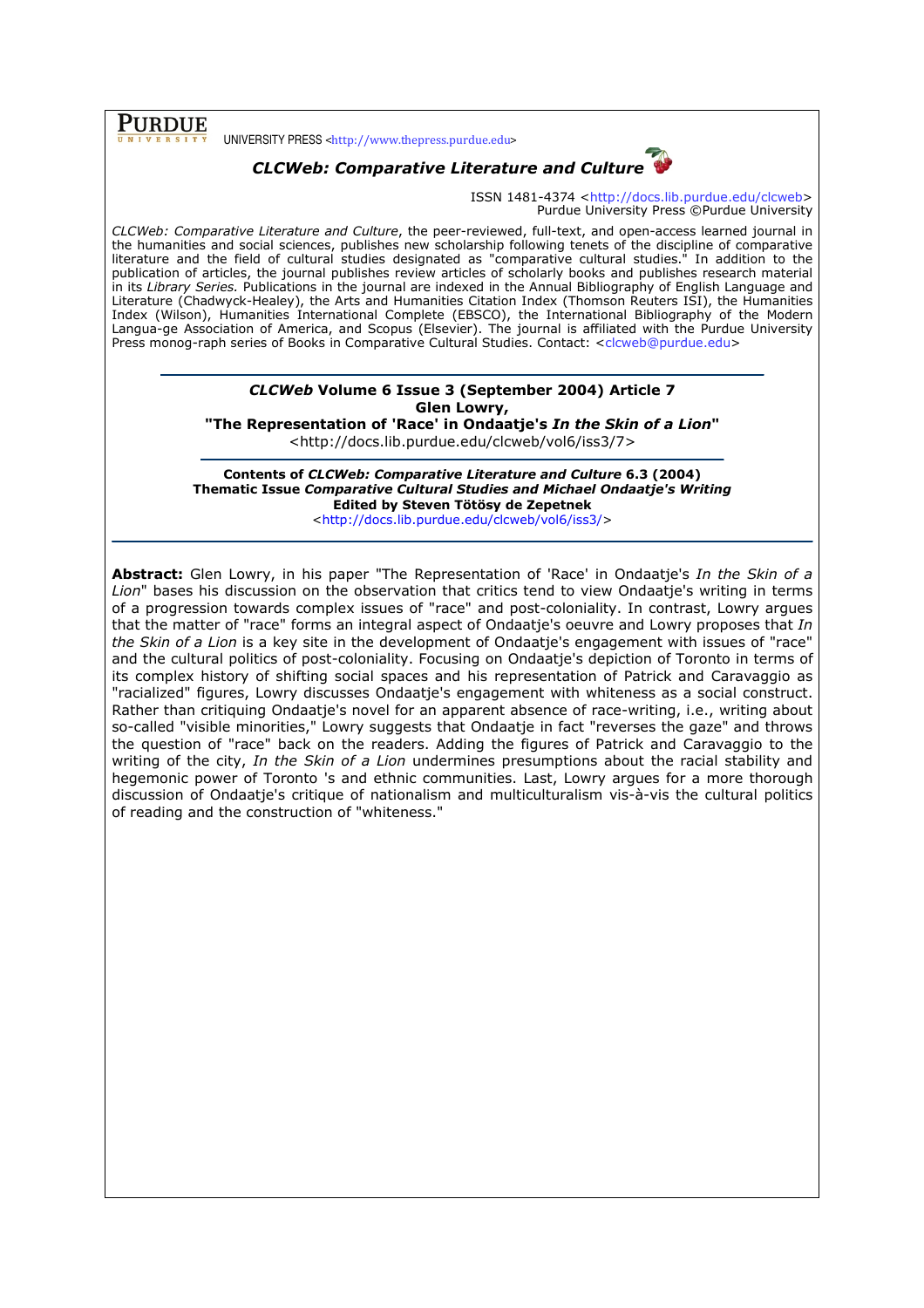**PURDUE** UNIVERSITY PRESS <http://www.thepress.purdue.edu>

***CLCWeb: Comparative Literature and Culture***

ISSN 1481-4374 <http://docs.lib.purdue.edu/clcweb>
Purdue University Press ©Purdue University

*CLCWeb: Comparative Literature and Culture*, the peer-reviewed, full-text, and open-access learned journal in the humanities and social sciences, publishes new scholarship following tenets of the discipline of comparative literature and the field of cultural studies designated as "comparative cultural studies." In addition to the publication of articles, the journal publishes review articles of scholarly books and publishes research material in its *Library Series.* Publications in the journal are indexed in the Annual Bibliography of English Language and Literature (Chadwyck-Healey), the Arts and Humanities Citation Index (Thomson Reuters ISI), the Humanities Index (Wilson), Humanities International Complete (EBSCO), the International Bibliography of the Modern Langua-ge Association of America, and Scopus (Elsevier). The journal is affiliated with the Purdue University Press monog-raph series of Books in Comparative Cultural Studies. Contact: <clcweb@purdue.edu>

**_CLCWeb_ Volume 6 Issue 3 (September 2004) Article 7**
**Glen Lowry,**
**"The Representation of 'Race' in Ondaatje's _In the Skin of a Lion_"**
<http://docs.lib.purdue.edu/clcweb/vol6/iss3/7>

**Contents of _CLCWeb: Comparative Literature and Culture_ 6.3 (2004)**
**Thematic Issue _Comparative Cultural Studies and Michael Ondaatje's Writing_**
**Edited by Steven Tötösy de Zepetnek**
<http://docs.lib.purdue.edu/clcweb/vol6/iss3/>

**Abstract:** Glen Lowry, in his paper "The Representation of 'Race' in Ondaatje's *In the Skin of a Lion*" bases his discussion on the observation that critics tend to view Ondaatje's writing in terms of a progression towards complex issues of "race" and post-coloniality. In contrast, Lowry argues that the matter of "race" forms an integral aspect of Ondaatje's oeuvre and Lowry proposes that *In the Skin of a Lion* is a key site in the development of Ondaatje's engagement with issues of "race" and the cultural politics of post-coloniality. Focusing on Ondaatje's depiction of Toronto in terms of its complex history of shifting social spaces and his representation of Patrick and Caravaggio as "racialized" figures, Lowry discusses Ondaatje's engagement with whiteness as a social construct. Rather than critiquing Ondaatje's novel for an apparent absence of race-writing, i.e., writing about so-called "visible minorities," Lowry suggests that Ondaatje in fact "reverses the gaze" and throws the question of "race" back on the readers. Adding the figures of Patrick and Caravaggio to the writing of the city, *In the Skin of a Lion* undermines presumptions about the racial stability and hegemonic power of Toronto 's and ethnic communities. Last, Lowry argues for a more thorough discussion of Ondaatje's critique of nationalism and multiculturalism vis-à-vis the cultural politics of reading and the construction of "whiteness."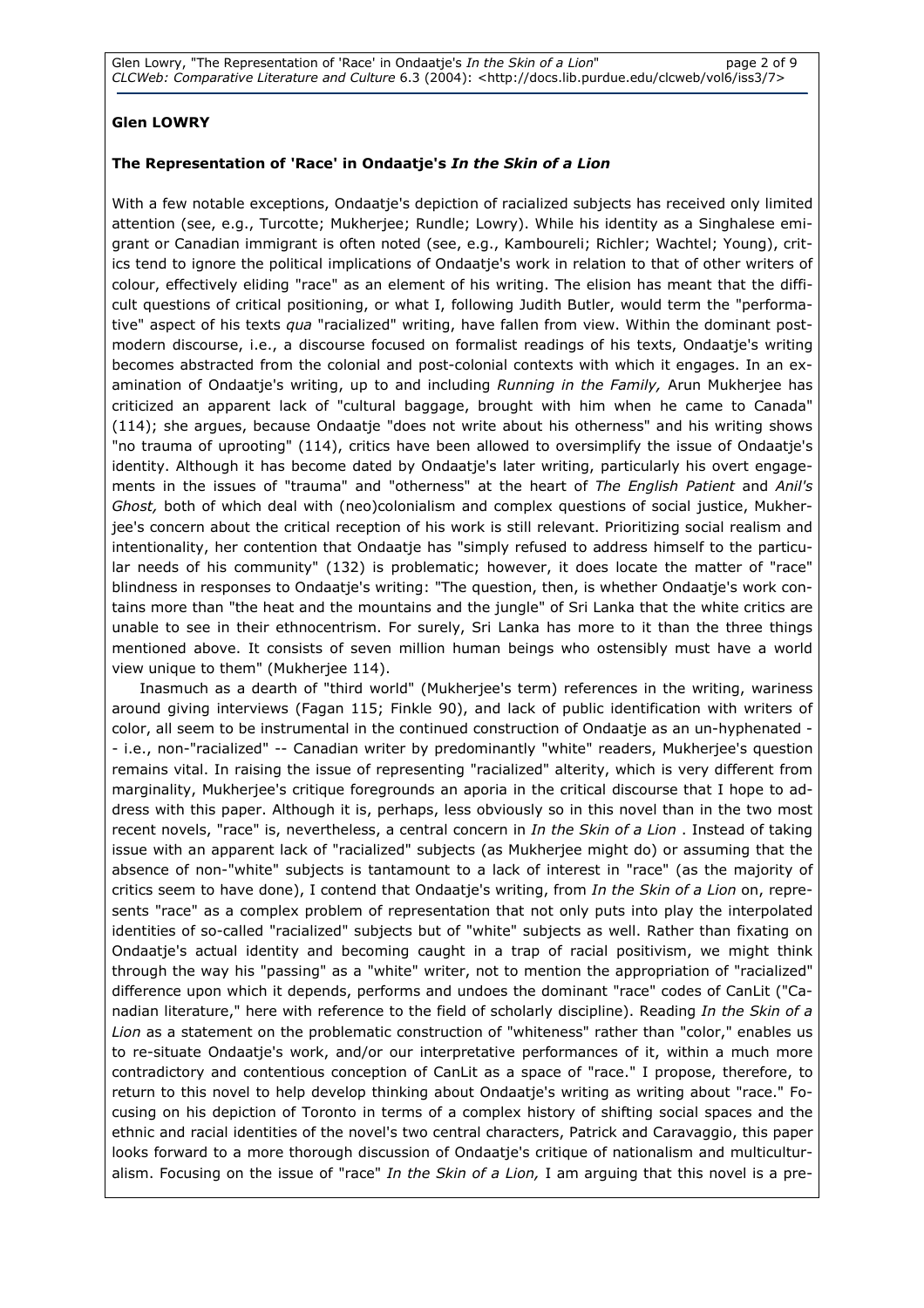**Glen LOWRY**

**The Representation of 'Race' in Ondaatje's *In the Skin of a Lion***

With a few notable exceptions, Ondaatje's depiction of racialized subjects has received only limited attention (see, e.g., Turcotte; Mukherjee; Rundle; Lowry). While his identity as a Singhalese emigrant or Canadian immigrant is often noted (see, e.g., Kamboureli; Richler; Wachtel; Young), critics tend to ignore the political implications of Ondaatje's work in relation to that of other writers of colour, effectively eliding "race" as an element of his writing. The elision has meant that the difficult questions of critical positioning, or what I, following Judith Butler, would term the "performative" aspect of his texts *qua* "racialized" writing, have fallen from view. Within the dominant postmodern discourse, i.e., a discourse focused on formalist readings of his texts, Ondaatje's writing becomes abstracted from the colonial and post-colonial contexts with which it engages. In an examination of Ondaatje's writing, up to and including *Running in the Family,* Arun Mukherjee has criticized an apparent lack of "cultural baggage, brought with him when he came to Canada" (114); she argues, because Ondaatje "does not write about his otherness" and his writing shows "no trauma of uprooting" (114), critics have been allowed to oversimplify the issue of Ondaatje's identity. Although it has become dated by Ondaatje's later writing, particularly his overt engagements in the issues of "trauma" and "otherness" at the heart of *The English Patient* and *Anil's Ghost,* both of which deal with (neo)colonialism and complex questions of social justice, Mukherjee's concern about the critical reception of his work is still relevant. Prioritizing social realism and intentionality, her contention that Ondaatje has "simply refused to address himself to the particular needs of his community" (132) is problematic; however, it does locate the matter of "race" blindness in responses to Ondaatje's writing: "The question, then, is whether Ondaatje's work contains more than "the heat and the mountains and the jungle" of Sri Lanka that the white critics are unable to see in their ethnocentrism. For surely, Sri Lanka has more to it than the three things mentioned above. It consists of seven million human beings who ostensibly must have a world view unique to them" (Mukherjee 114).

Inasmuch as a dearth of "third world" (Mukherjee's term) references in the writing, wariness around giving interviews (Fagan 115; Finkle 90), and lack of public identification with writers of color, all seem to be instrumental in the continued construction of Ondaatje as an un-hyphenated -- i.e., non-"racialized" -- Canadian writer by predominantly "white" readers, Mukherjee's question remains vital. In raising the issue of representing "racialized" alterity, which is very different from marginality, Mukherjee's critique foregrounds an aporia in the critical discourse that I hope to address with this paper. Although it is, perhaps, less obviously so in this novel than in the two most recent novels, "race" is, nevertheless, a central concern in *In the Skin of a Lion* . Instead of taking issue with an apparent lack of "racialized" subjects (as Mukherjee might do) or assuming that the absence of non-"white" subjects is tantamount to a lack of interest in "race" (as the majority of critics seem to have done), I contend that Ondaatje's writing, from *In the Skin of a Lion* on, represents "race" as a complex problem of representation that not only puts into play the interpolated identities of so-called "racialized" subjects but of "white" subjects as well. Rather than fixating on Ondaatje's actual identity and becoming caught in a trap of racial positivism, we might think through the way his "passing" as a "white" writer, not to mention the appropriation of "racialized" difference upon which it depends, performs and undoes the dominant "race" codes of CanLit ("Canadian literature," here with reference to the field of scholarly discipline). Reading *In the Skin of a Lion* as a statement on the problematic construction of "whiteness" rather than "color," enables us to re-situate Ondaatje's work, and/or our interpretative performances of it, within a much more contradictory and contentious conception of CanLit as a space of "race." I propose, therefore, to return to this novel to help develop thinking about Ondaatje's writing as writing about "race." Focusing on his depiction of Toronto in terms of a complex history of shifting social spaces and the ethnic and racial identities of the novel's two central characters, Patrick and Caravaggio, this paper looks forward to a more thorough discussion of Ondaatje's critique of nationalism and multiculturalism. Focusing on the issue of "race" *In the Skin of a Lion,* I am arguing that this novel is a pre-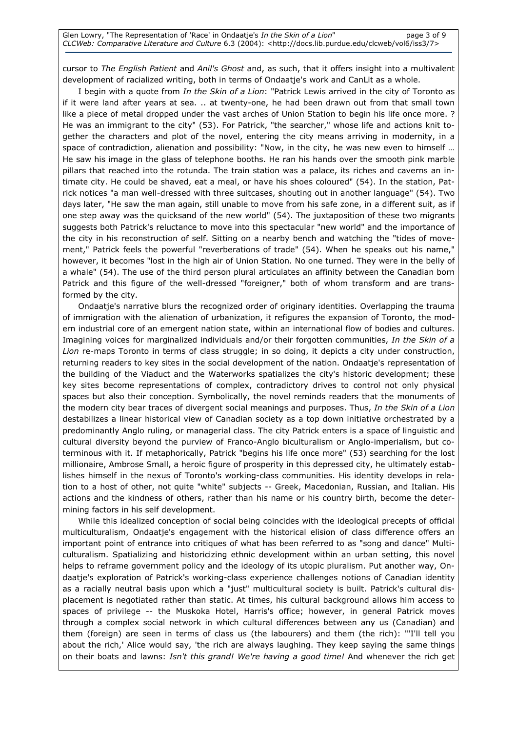cursor to *The English Patient* and *Anil's Ghost* and, as such, that it offers insight into a multivalent development of racialized writing, both in terms of Ondaatje's work and CanLit as a whole.

I begin with a quote from *In the Skin of a Lion*: "Patrick Lewis arrived in the city of Toronto as if it were land after years at sea. .. at twenty-one, he had been drawn out from that small town like a piece of metal dropped under the vast arches of Union Station to begin his life once more. ? He was an immigrant to the city" (53). For Patrick, "the searcher," whose life and actions knit together the characters and plot of the novel, entering the city means arriving in modernity, in a space of contradiction, alienation and possibility: "Now, in the city, he was new even to himself … He saw his image in the glass of telephone booths. He ran his hands over the smooth pink marble pillars that reached into the rotunda. The train station was a palace, its riches and caverns an intimate city. He could be shaved, eat a meal, or have his shoes coloured" (54). In the station, Patrick notices "a man well-dressed with three suitcases, shouting out in another language" (54). Two days later, "He saw the man again, still unable to move from his safe zone, in a different suit, as if one step away was the quicksand of the new world" (54). The juxtaposition of these two migrants suggests both Patrick's reluctance to move into this spectacular "new world" and the importance of the city in his reconstruction of self. Sitting on a nearby bench and watching the "tides of movement," Patrick feels the powerful "reverberations of trade" (54). When he speaks out his name," however, it becomes "lost in the high air of Union Station. No one turned. They were in the belly of a whale" (54). The use of the third person plural articulates an affinity between the Canadian born Patrick and this figure of the well-dressed "foreigner," both of whom transform and are transformed by the city.

Ondaatje's narrative blurs the recognized order of originary identities. Overlapping the trauma of immigration with the alienation of urbanization, it refigures the expansion of Toronto, the modern industrial core of an emergent nation state, within an international flow of bodies and cultures. Imagining voices for marginalized individuals and/or their forgotten communities, *In the Skin of a Lion* re-maps Toronto in terms of class struggle; in so doing, it depicts a city under construction, returning readers to key sites in the social development of the nation. Ondaatje's representation of the building of the Viaduct and the Waterworks spatializes the city's historic development; these key sites become representations of complex, contradictory drives to control not only physical spaces but also their conception. Symbolically, the novel reminds readers that the monuments of the modern city bear traces of divergent social meanings and purposes. Thus, *In the Skin of a Lion* destabilizes a linear historical view of Canadian society as a top down initiative orchestrated by a predominantly Anglo ruling, or managerial class. The city Patrick enters is a space of linguistic and cultural diversity beyond the purview of Franco-Anglo biculturalism or Anglo-imperialism, but coterminous with it. If metaphorically, Patrick "begins his life once more" (53) searching for the lost millionaire, Ambrose Small, a heroic figure of prosperity in this depressed city, he ultimately establishes himself in the nexus of Toronto's working-class communities. His identity develops in relation to a host of other, not quite "white" subjects -- Greek, Macedonian, Russian, and Italian. His actions and the kindness of others, rather than his name or his country birth, become the determining factors in his self development.

While this idealized conception of social being coincides with the ideological precepts of official multiculturalism, Ondaatje's engagement with the historical elision of class difference offers an important point of entrance into critiques of what has been referred to as "song and dance" Multiculturalism. Spatializing and historicizing ethnic development within an urban setting, this novel helps to reframe government policy and the ideology of its utopic pluralism. Put another way, Ondaatje's exploration of Patrick's working-class experience challenges notions of Canadian identity as a racially neutral basis upon which a "just" multicultural society is built. Patrick's cultural displacement is negotiated rather than static. At times, his cultural background allows him access to spaces of privilege -- the Muskoka Hotel, Harris's office; however, in general Patrick moves through a complex social network in which cultural differences between any us (Canadian) and them (foreign) are seen in terms of class us (the labourers) and them (the rich): "'I'll tell you about the rich,' Alice would say, 'the rich are always laughing. They keep saying the same things on their boats and lawns: *Isn't this grand! We're having a good time!* And whenever the rich get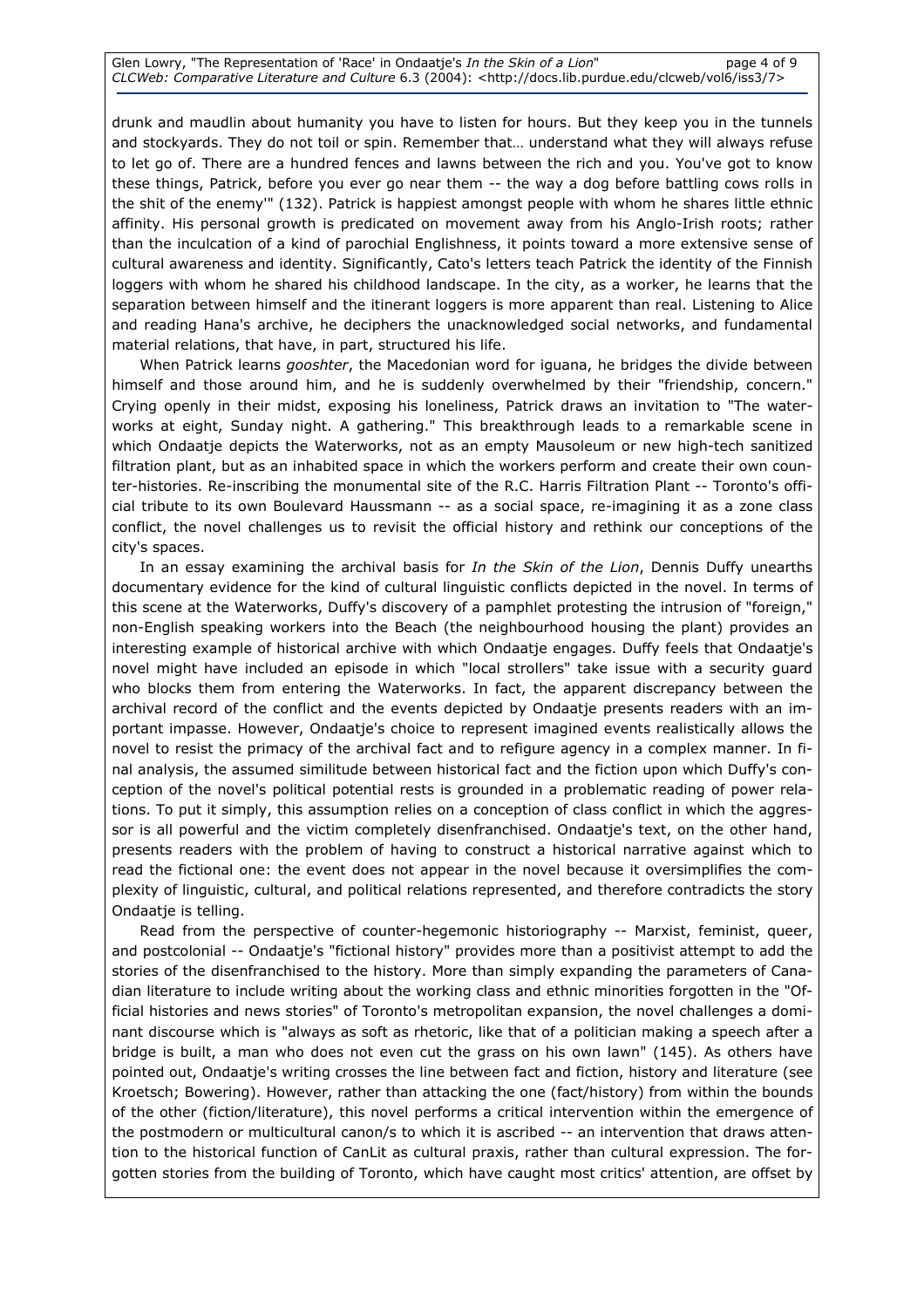drunk and maudlin about humanity you have to listen for hours. But they keep you in the tunnels and stockyards. They do not toil or spin. Remember that… understand what they will always refuse to let go of. There are a hundred fences and lawns between the rich and you. You've got to know these things, Patrick, before you ever go near them -- the way a dog before battling cows rolls in the shit of the enemy'" (132). Patrick is happiest amongst people with whom he shares little ethnic affinity. His personal growth is predicated on movement away from his Anglo-Irish roots; rather than the inculcation of a kind of parochial Englishness, it points toward a more extensive sense of cultural awareness and identity. Significantly, Cato's letters teach Patrick the identity of the Finnish loggers with whom he shared his childhood landscape. In the city, as a worker, he learns that the separation between himself and the itinerant loggers is more apparent than real. Listening to Alice and reading Hana's archive, he deciphers the unacknowledged social networks, and fundamental material relations, that have, in part, structured his life.

When Patrick learns *gooshter*, the Macedonian word for iguana, he bridges the divide between himself and those around him, and he is suddenly overwhelmed by their "friendship, concern." Crying openly in their midst, exposing his loneliness, Patrick draws an invitation to "The waterworks at eight, Sunday night. A gathering." This breakthrough leads to a remarkable scene in which Ondaatje depicts the Waterworks, not as an empty Mausoleum or new high-tech sanitized filtration plant, but as an inhabited space in which the workers perform and create their own counter-histories. Re-inscribing the monumental site of the R.C. Harris Filtration Plant -- Toronto's official tribute to its own Boulevard Haussmann -- as a social space, re-imagining it as a zone class conflict, the novel challenges us to revisit the official history and rethink our conceptions of the city's spaces.

In an essay examining the archival basis for *In the Skin of the Lion*, Dennis Duffy unearths documentary evidence for the kind of cultural linguistic conflicts depicted in the novel. In terms of this scene at the Waterworks, Duffy's discovery of a pamphlet protesting the intrusion of "foreign," non-English speaking workers into the Beach (the neighbourhood housing the plant) provides an interesting example of historical archive with which Ondaatje engages. Duffy feels that Ondaatje's novel might have included an episode in which "local strollers" take issue with a security guard who blocks them from entering the Waterworks. In fact, the apparent discrepancy between the archival record of the conflict and the events depicted by Ondaatje presents readers with an important impasse. However, Ondaatje's choice to represent imagined events realistically allows the novel to resist the primacy of the archival fact and to refigure agency in a complex manner. In final analysis, the assumed similitude between historical fact and the fiction upon which Duffy's conception of the novel's political potential rests is grounded in a problematic reading of power relations. To put it simply, this assumption relies on a conception of class conflict in which the aggressor is all powerful and the victim completely disenfranchised. Ondaatje's text, on the other hand, presents readers with the problem of having to construct a historical narrative against which to read the fictional one: the event does not appear in the novel because it oversimplifies the complexity of linguistic, cultural, and political relations represented, and therefore contradicts the story Ondaatje is telling.

Read from the perspective of counter-hegemonic historiography -- Marxist, feminist, queer, and postcolonial -- Ondaatje's "fictional history" provides more than a positivist attempt to add the stories of the disenfranchised to the history. More than simply expanding the parameters of Canadian literature to include writing about the working class and ethnic minorities forgotten in the "Official histories and news stories" of Toronto's metropolitan expansion, the novel challenges a dominant discourse which is "always as soft as rhetoric, like that of a politician making a speech after a bridge is built, a man who does not even cut the grass on his own lawn" (145). As others have pointed out, Ondaatje's writing crosses the line between fact and fiction, history and literature (see Kroetsch; Bowering). However, rather than attacking the one (fact/history) from within the bounds of the other (fiction/literature), this novel performs a critical intervention within the emergence of the postmodern or multicultural canon/s to which it is ascribed -- an intervention that draws attention to the historical function of CanLit as cultural praxis, rather than cultural expression. The forgotten stories from the building of Toronto, which have caught most critics' attention, are offset by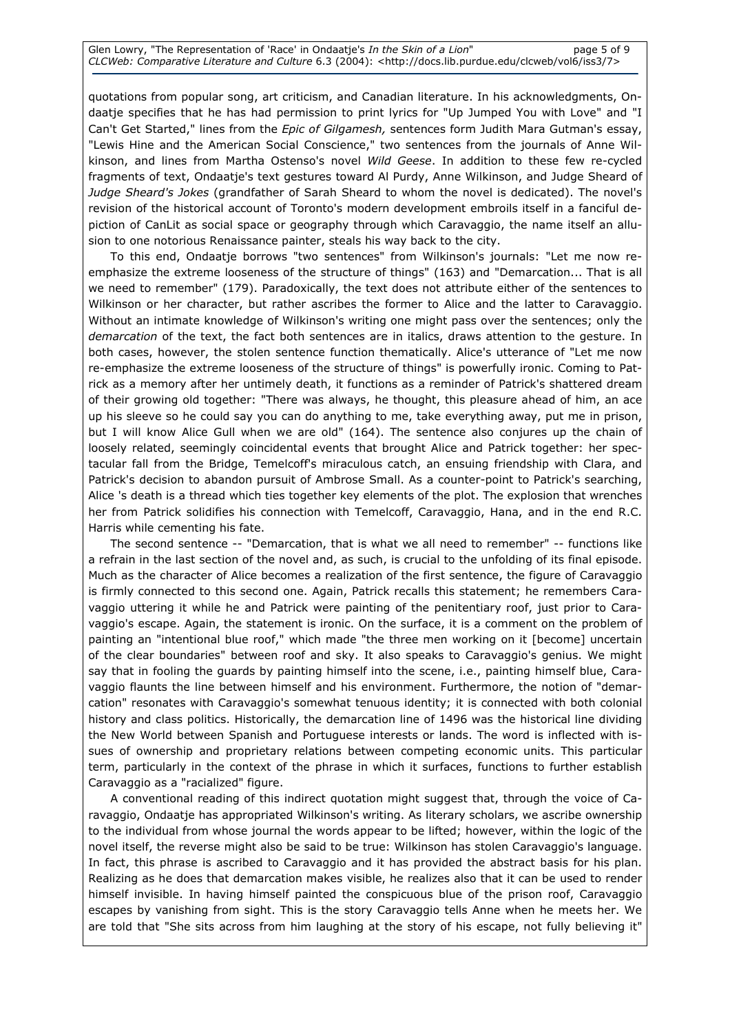quotations from popular song, art criticism, and Canadian literature. In his acknowledgments, Ondaatje specifies that he has had permission to print lyrics for "Up Jumped You with Love" and "I Can't Get Started," lines from the *Epic of Gilgamesh,* sentences form Judith Mara Gutman's essay, "Lewis Hine and the American Social Conscience," two sentences from the journals of Anne Wilkinson, and lines from Martha Ostenso's novel *Wild Geese*. In addition to these few re-cycled fragments of text, Ondaatje's text gestures toward Al Purdy, Anne Wilkinson, and Judge Sheard of *Judge Sheard's Jokes* (grandfather of Sarah Sheard to whom the novel is dedicated). The novel's revision of the historical account of Toronto's modern development embroils itself in a fanciful depiction of CanLit as social space or geography through which Caravaggio, the name itself an allusion to one notorious Renaissance painter, steals his way back to the city.

To this end, Ondaatje borrows "two sentences" from Wilkinson's journals: "Let me now re-emphasize the extreme looseness of the structure of things" (163) and "Demarcation... That is all we need to remember" (179). Paradoxically, the text does not attribute either of the sentences to Wilkinson or her character, but rather ascribes the former to Alice and the latter to Caravaggio. Without an intimate knowledge of Wilkinson's writing one might pass over the sentences; only the *demarcation* of the text, the fact both sentences are in italics, draws attention to the gesture. In both cases, however, the stolen sentence function thematically. Alice's utterance of "Let me now re-emphasize the extreme looseness of the structure of things" is powerfully ironic. Coming to Patrick as a memory after her untimely death, it functions as a reminder of Patrick's shattered dream of their growing old together: "There was always, he thought, this pleasure ahead of him, an ace up his sleeve so he could say you can do anything to me, take everything away, put me in prison, but I will know Alice Gull when we are old" (164). The sentence also conjures up the chain of loosely related, seemingly coincidental events that brought Alice and Patrick together: her spectacular fall from the Bridge, Temelcoff's miraculous catch, an ensuing friendship with Clara, and Patrick's decision to abandon pursuit of Ambrose Small. As a counter-point to Patrick's searching, Alice 's death is a thread which ties together key elements of the plot. The explosion that wrenches her from Patrick solidifies his connection with Temelcoff, Caravaggio, Hana, and in the end R.C. Harris while cementing his fate.

The second sentence -- "Demarcation, that is what we all need to remember" -- functions like a refrain in the last section of the novel and, as such, is crucial to the unfolding of its final episode. Much as the character of Alice becomes a realization of the first sentence, the figure of Caravaggio is firmly connected to this second one. Again, Patrick recalls this statement; he remembers Caravaggio uttering it while he and Patrick were painting of the penitentiary roof, just prior to Caravaggio's escape. Again, the statement is ironic. On the surface, it is a comment on the problem of painting an "intentional blue roof," which made "the three men working on it [become] uncertain of the clear boundaries" between roof and sky. It also speaks to Caravaggio's genius. We might say that in fooling the guards by painting himself into the scene, i.e., painting himself blue, Caravaggio flaunts the line between himself and his environment. Furthermore, the notion of "demarcation" resonates with Caravaggio's somewhat tenuous identity; it is connected with both colonial history and class politics. Historically, the demarcation line of 1496 was the historical line dividing the New World between Spanish and Portuguese interests or lands. The word is inflected with issues of ownership and proprietary relations between competing economic units. This particular term, particularly in the context of the phrase in which it surfaces, functions to further establish Caravaggio as a "racialized" figure.

A conventional reading of this indirect quotation might suggest that, through the voice of Caravaggio, Ondaatje has appropriated Wilkinson's writing. As literary scholars, we ascribe ownership to the individual from whose journal the words appear to be lifted; however, within the logic of the novel itself, the reverse might also be said to be true: Wilkinson has stolen Caravaggio's language. In fact, this phrase is ascribed to Caravaggio and it has provided the abstract basis for his plan. Realizing as he does that demarcation makes visible, he realizes also that it can be used to render himself invisible. In having himself painted the conspicuous blue of the prison roof, Caravaggio escapes by vanishing from sight. This is the story Caravaggio tells Anne when he meets her. We are told that "She sits across from him laughing at the story of his escape, not fully believing it"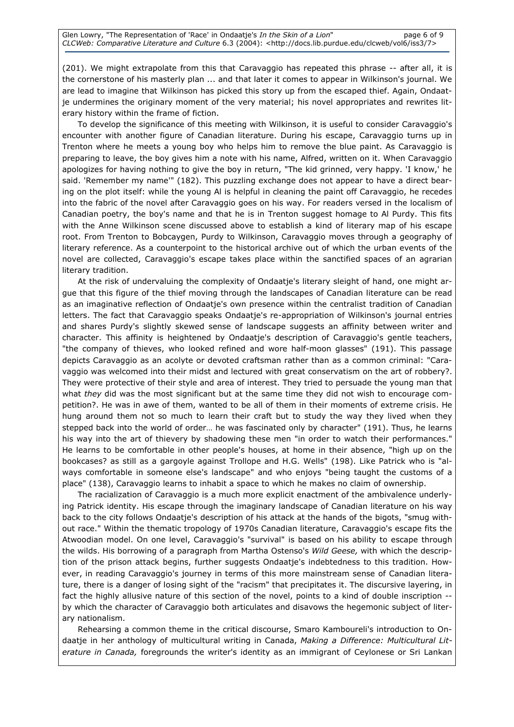(201). We might extrapolate from this that Caravaggio has repeated this phrase -- after all, it is the cornerstone of his masterly plan ... and that later it comes to appear in Wilkinson's journal. We are lead to imagine that Wilkinson has picked this story up from the escaped thief. Again, Ondaatje undermines the originary moment of the very material; his novel appropriates and rewrites literary history within the frame of fiction.

To develop the significance of this meeting with Wilkinson, it is useful to consider Caravaggio's encounter with another figure of Canadian literature. During his escape, Caravaggio turns up in Trenton where he meets a young boy who helps him to remove the blue paint. As Caravaggio is preparing to leave, the boy gives him a note with his name, Alfred, written on it. When Caravaggio apologizes for having nothing to give the boy in return, "The kid grinned, very happy. 'I know,' he said. 'Remember my name'" (182). This puzzling exchange does not appear to have a direct bearing on the plot itself: while the young Al is helpful in cleaning the paint off Caravaggio, he recedes into the fabric of the novel after Caravaggio goes on his way. For readers versed in the localism of Canadian poetry, the boy's name and that he is in Trenton suggest homage to Al Purdy. This fits with the Anne Wilkinson scene discussed above to establish a kind of literary map of his escape root. From Trenton to Bobcaygen, Purdy to Wilkinson, Caravaggio moves through a geography of literary reference. As a counterpoint to the historical archive out of which the urban events of the novel are collected, Caravaggio's escape takes place within the sanctified spaces of an agrarian literary tradition.

At the risk of undervaluing the complexity of Ondaatje's literary sleight of hand, one might argue that this figure of the thief moving through the landscapes of Canadian literature can be read as an imaginative reflection of Ondaatje's own presence within the centralist tradition of Canadian letters. The fact that Caravaggio speaks Ondaatje's re-appropriation of Wilkinson's journal entries and shares Purdy's slightly skewed sense of landscape suggests an affinity between writer and character. This affinity is heightened by Ondaatje's description of Caravaggio's gentle teachers, "the company of thieves, who looked refined and wore half-moon glasses" (191). This passage depicts Caravaggio as an acolyte or devoted craftsman rather than as a common criminal: "Caravaggio was welcomed into their midst and lectured with great conservatism on the art of robbery?. They were protective of their style and area of interest. They tried to persuade the young man that what *they* did was the most significant but at the same time they did not wish to encourage competition?. He was in awe of them, wanted to be all of them in their moments of extreme crisis. He hung around them not so much to learn their craft but to study the way they lived when they stepped back into the world of order… he was fascinated only by character" (191). Thus, he learns his way into the art of thievery by shadowing these men "in order to watch their performances." He learns to be comfortable in other people's houses, at home in their absence, "high up on the bookcases? as still as a gargoyle against Trollope and H.G. Wells" (198). Like Patrick who is "always comfortable in someone else's landscape" and who enjoys "being taught the customs of a place" (138), Caravaggio learns to inhabit a space to which he makes no claim of ownership.

The racialization of Caravaggio is a much more explicit enactment of the ambivalence underlying Patrick identity. His escape through the imaginary landscape of Canadian literature on his way back to the city follows Ondaatje's description of his attack at the hands of the bigots, "smug without race." Within the thematic tropology of 1970s Canadian literature, Caravaggio's escape fits the Atwoodian model. On one level, Caravaggio's "survival" is based on his ability to escape through the wilds. His borrowing of a paragraph from Martha Ostenso's *Wild Geese,* with which the description of the prison attack begins, further suggests Ondaatje's indebtedness to this tradition. However, in reading Caravaggio's journey in terms of this more mainstream sense of Canadian literature, there is a danger of losing sight of the "racism" that precipitates it. The discursive layering, in fact the highly allusive nature of this section of the novel, points to a kind of double inscription -- by which the character of Caravaggio both articulates and disavows the hegemonic subject of literary nationalism.

Rehearsing a common theme in the critical discourse, Smaro Kamboureli's introduction to Ondaatje in her anthology of multicultural writing in Canada, *Making a Difference: Multicultural Literature in Canada,* foregrounds the writer's identity as an immigrant of Ceylonese or Sri Lankan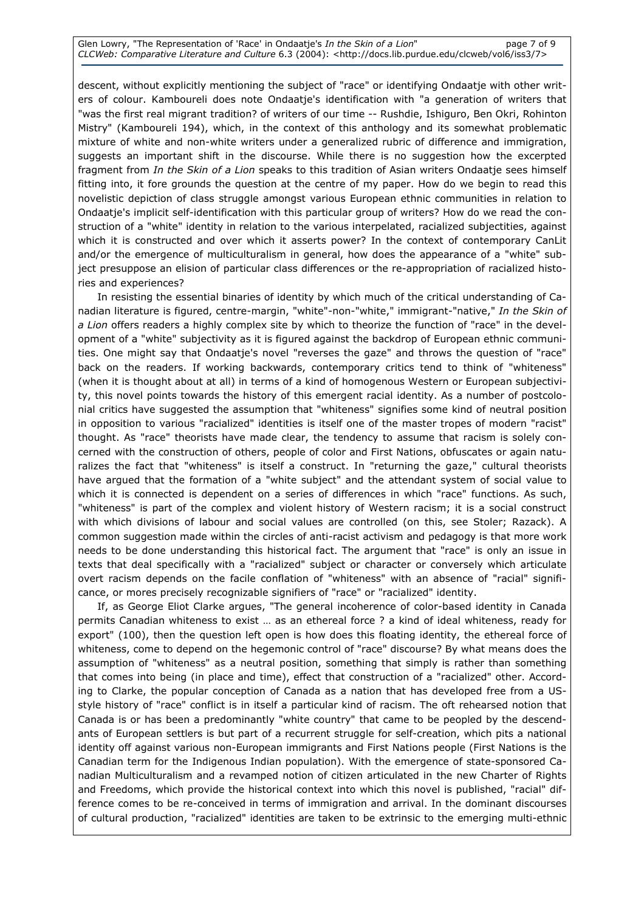descent, without explicitly mentioning the subject of "race" or identifying Ondaatje with other writers of colour. Kamboureli does note Ondaatje's identification with "a generation of writers that "was the first real migrant tradition? of writers of our time -- Rushdie, Ishiguro, Ben Okri, Rohinton Mistry" (Kamboureli 194), which, in the context of this anthology and its somewhat problematic mixture of white and non-white writers under a generalized rubric of difference and immigration, suggests an important shift in the discourse. While there is no suggestion how the excerpted fragment from *In the Skin of a Lion* speaks to this tradition of Asian writers Ondaatje sees himself fitting into, it fore grounds the question at the centre of my paper. How do we begin to read this novelistic depiction of class struggle amongst various European ethnic communities in relation to Ondaatje's implicit self-identification with this particular group of writers? How do we read the construction of a "white" identity in relation to the various interpelated, racialized subjectities, against which it is constructed and over which it asserts power? In the context of contemporary CanLit and/or the emergence of multiculturalism in general, how does the appearance of a "white" subject presuppose an elision of particular class differences or the re-appropriation of racialized histories and experiences?

In resisting the essential binaries of identity by which much of the critical understanding of Canadian literature is figured, centre-margin, "white"-non-"white," immigrant-"native," *In the Skin of a Lion* offers readers a highly complex site by which to theorize the function of "race" in the development of a "white" subjectivity as it is figured against the backdrop of European ethnic communities. One might say that Ondaatje's novel "reverses the gaze" and throws the question of "race" back on the readers. If working backwards, contemporary critics tend to think of "whiteness" (when it is thought about at all) in terms of a kind of homogenous Western or European subjectivity, this novel points towards the history of this emergent racial identity. As a number of postcolonial critics have suggested the assumption that "whiteness" signifies some kind of neutral position in opposition to various "racialized" identities is itself one of the master tropes of modern "racist" thought. As "race" theorists have made clear, the tendency to assume that racism is solely concerned with the construction of others, people of color and First Nations, obfuscates or again naturalizes the fact that "whiteness" is itself a construct. In "returning the gaze," cultural theorists have argued that the formation of a "white subject" and the attendant system of social value to which it is connected is dependent on a series of differences in which "race" functions. As such, "whiteness" is part of the complex and violent history of Western racism; it is a social construct with which divisions of labour and social values are controlled (on this, see Stoler; Razack). A common suggestion made within the circles of anti-racist activism and pedagogy is that more work needs to be done understanding this historical fact. The argument that "race" is only an issue in texts that deal specifically with a "racialized" subject or character or conversely which articulate overt racism depends on the facile conflation of "whiteness" with an absence of "racial" significance, or mores precisely recognizable signifiers of "race" or "racialized" identity.

If, as George Eliot Clarke argues, "The general incoherence of color-based identity in Canada permits Canadian whiteness to exist … as an ethereal force ? a kind of ideal whiteness, ready for export" (100), then the question left open is how does this floating identity, the ethereal force of whiteness, come to depend on the hegemonic control of "race" discourse? By what means does the assumption of "whiteness" as a neutral position, something that simply is rather than something that comes into being (in place and time), effect that construction of a "racialized" other. According to Clarke, the popular conception of Canada as a nation that has developed free from a US-style history of "race" conflict is in itself a particular kind of racism. The oft rehearsed notion that Canada is or has been a predominantly "white country" that came to be peopled by the descendants of European settlers is but part of a recurrent struggle for self-creation, which pits a national identity off against various non-European immigrants and First Nations people (First Nations is the Canadian term for the Indigenous Indian population). With the emergence of state-sponsored Canadian Multiculturalism and a revamped notion of citizen articulated in the new Charter of Rights and Freedoms, which provide the historical context into which this novel is published, "racial" difference comes to be re-conceived in terms of immigration and arrival. In the dominant discourses of cultural production, "racialized" identities are taken to be extrinsic to the emerging multi-ethnic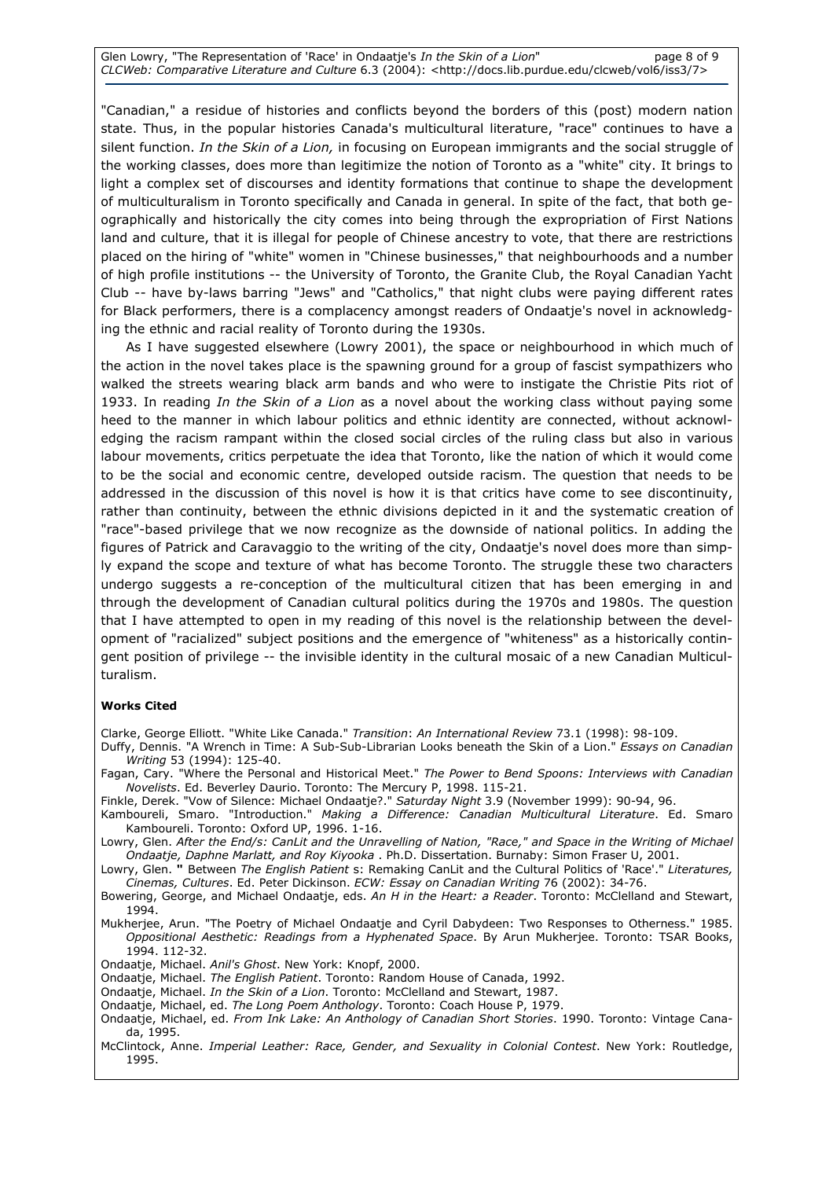"Canadian," a residue of histories and conflicts beyond the borders of this (post) modern nation state. Thus, in the popular histories Canada's multicultural literature, "race" continues to have a silent function. *In the Skin of a Lion,* in focusing on European immigrants and the social struggle of the working classes, does more than legitimize the notion of Toronto as a "white" city. It brings to light a complex set of discourses and identity formations that continue to shape the development of multiculturalism in Toronto specifically and Canada in general. In spite of the fact, that both geographically and historically the city comes into being through the expropriation of First Nations land and culture, that it is illegal for people of Chinese ancestry to vote, that there are restrictions placed on the hiring of "white" women in "Chinese businesses," that neighbourhoods and a number of high profile institutions -- the University of Toronto, the Granite Club, the Royal Canadian Yacht Club -- have by-laws barring "Jews" and "Catholics," that night clubs were paying different rates for Black performers, there is a complacency amongst readers of Ondaatje's novel in acknowledging the ethnic and racial reality of Toronto during the 1930s.

As I have suggested elsewhere (Lowry 2001), the space or neighbourhood in which much of the action in the novel takes place is the spawning ground for a group of fascist sympathizers who walked the streets wearing black arm bands and who were to instigate the Christie Pits riot of 1933. In reading *In the Skin of a Lion* as a novel about the working class without paying some heed to the manner in which labour politics and ethnic identity are connected, without acknowledging the racism rampant within the closed social circles of the ruling class but also in various labour movements, critics perpetuate the idea that Toronto, like the nation of which it would come to be the social and economic centre, developed outside racism. The question that needs to be addressed in the discussion of this novel is how it is that critics have come to see discontinuity, rather than continuity, between the ethnic divisions depicted in it and the systematic creation of "race"-based privilege that we now recognize as the downside of national politics. In adding the figures of Patrick and Caravaggio to the writing of the city, Ondaatje's novel does more than simply expand the scope and texture of what has become Toronto. The struggle these two characters undergo suggests a re-conception of the multicultural citizen that has been emerging in and through the development of Canadian cultural politics during the 1970s and 1980s. The question that I have attempted to open in my reading of this novel is the relationship between the development of "racialized" subject positions and the emergence of "whiteness" as a historically contingent position of privilege -- the invisible identity in the cultural mosaic of a new Canadian Multiculturalism.

**Works Cited**

Clarke, George Elliott. "White Like Canada." *Transition*: *An International Review* 73.1 (1998): 98-109.

Duffy, Dennis. "A Wrench in Time: A Sub-Sub-Librarian Looks beneath the Skin of a Lion." *Essays on Canadian Writing* 53 (1994): 125-40.

Fagan, Cary. "Where the Personal and Historical Meet." *The Power to Bend Spoons: Interviews with Canadian Novelists*. Ed. Beverley Daurio. Toronto: The Mercury P, 1998. 115-21.

Finkle, Derek. "Vow of Silence: Michael Ondaatje?." *Saturday Night* 3.9 (November 1999): 90-94, 96.

Kamboureli, Smaro. "Introduction." *Making a Difference: Canadian Multicultural Literature*. Ed. Smaro Kamboureli. Toronto: Oxford UP, 1996. 1-16.

Lowry, Glen. *After the End/s: CanLit and the Unravelling of Nation, "Race," and Space in the Writing of Michael Ondaatje, Daphne Marlatt, and Roy Kiyooka* . Ph.D. Dissertation. Burnaby: Simon Fraser U, 2001.

Lowry, Glen. " Between *The English Patient* s: Remaking CanLit and the Cultural Politics of 'Race'." *Literatures, Cinemas, Cultures*. Ed. Peter Dickinson. *ECW: Essay on Canadian Writing* 76 (2002): 34-76.

Bowering, George, and Michael Ondaatje, eds. *An H in the Heart: a Reader*. Toronto: McClelland and Stewart, 1994.

Mukherjee, Arun. "The Poetry of Michael Ondaatje and Cyril Dabydeen: Two Responses to Otherness." 1985. *Oppositional Aesthetic: Readings from a Hyphenated Space*. By Arun Mukherjee. Toronto: TSAR Books, 1994. 112-32.

Ondaatje, Michael. *Anil's Ghost*. New York: Knopf, 2000.

Ondaatje, Michael. *The English Patient*. Toronto: Random House of Canada, 1992.

Ondaatje, Michael. *In the Skin of a Lion*. Toronto: McClelland and Stewart, 1987.

Ondaatje, Michael, ed. *The Long Poem Anthology*. Toronto: Coach House P, 1979.

Ondaatje, Michael, ed. *From Ink Lake: An Anthology of Canadian Short Stories*. 1990. Toronto: Vintage Canada, 1995.

McClintock, Anne. *Imperial Leather: Race, Gender, and Sexuality in Colonial Contest*. New York: Routledge, 1995.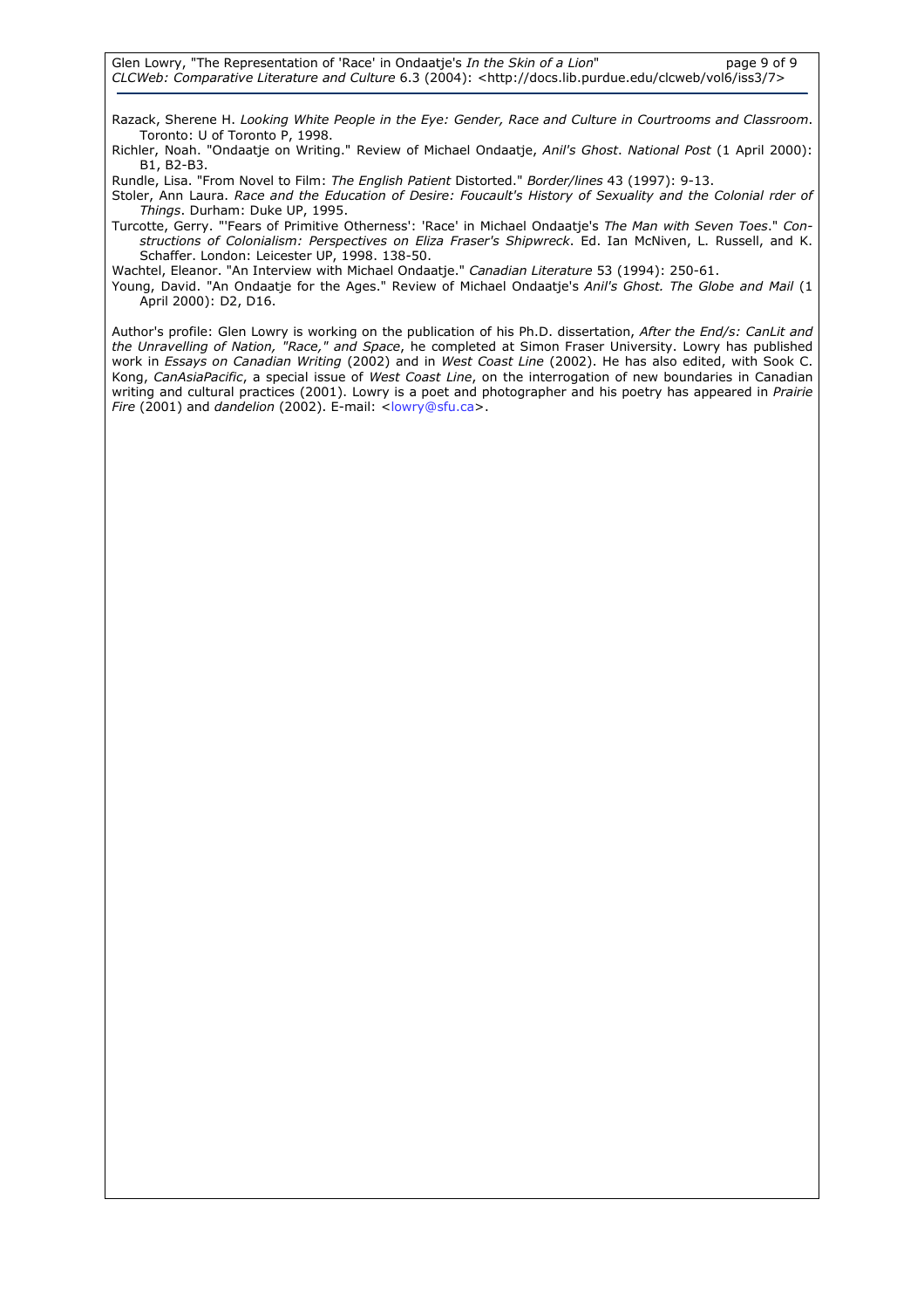Razack, Sherene H. *Looking White People in the Eye: Gender, Race and Culture in Courtrooms and Classroom*. Toronto: U of Toronto P, 1998.

Richler, Noah. "Ondaatje on Writing." Review of Michael Ondaatje, *Anil's Ghost*. *National Post* (1 April 2000): B1, B2-B3.

Rundle, Lisa. "From Novel to Film: *The English Patient* Distorted." *Border/lines* 43 (1997): 9-13.

Stoler, Ann Laura. *Race and the Education of Desire: Foucault's History of Sexuality and the Colonial rder of Things*. Durham: Duke UP, 1995.

Turcotte, Gerry. "'Fears of Primitive Otherness': 'Race' in Michael Ondaatje's *The Man with Seven Toes*." *Constructions of Colonialism: Perspectives on Eliza Fraser's Shipwreck*. Ed. Ian McNiven, L. Russell, and K. Schaffer. London: Leicester UP, 1998. 138-50.

Wachtel, Eleanor. "An Interview with Michael Ondaatje." *Canadian Literature* 53 (1994): 250-61.

Young, David. "An Ondaatje for the Ages." Review of Michael Ondaatje's *Anil's Ghost. The Globe and Mail* (1 April 2000): D2, D16.

Author's profile: Glen Lowry is working on the publication of his Ph.D. dissertation, *After the End/s: CanLit and the Unravelling of Nation, "Race," and Space*, he completed at Simon Fraser University. Lowry has published work in *Essays on Canadian Writing* (2002) and in *West Coast Line* (2002). He has also edited, with Sook C. Kong, *CanAsiaPacific*, a special issue of *West Coast Line*, on the interrogation of new boundaries in Canadian writing and cultural practices (2001). Lowry is a poet and photographer and his poetry has appeared in *Prairie Fire* (2001) and *dandelion* (2002). E-mail: <lowry@sfu.ca>.